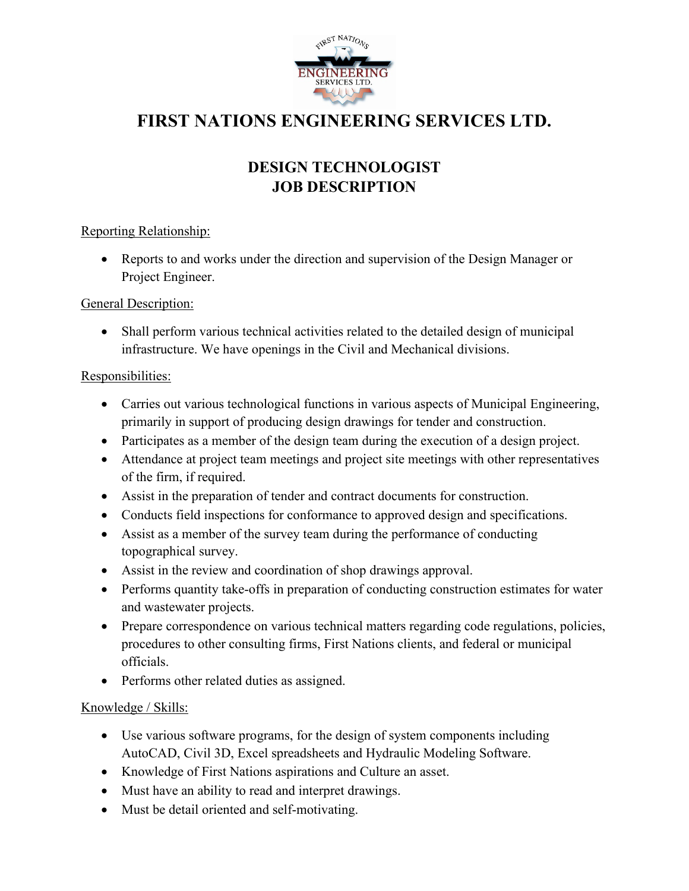# FIRST NATIONS ENGINEERING SERVICES LTD.

## DESIGN TECHNOLOGIST
## JOB DESCRIPTION

Reporting Relationship:

- Reports to and works under the direction and supervision of the Design Manager or Project Engineer.

General Description:

- Shall perform various technical activities related to the detailed design of municipal infrastructure. We have openings in the Civil and Mechanical divisions.

Responsibilities:

- Carries out various technological functions in various aspects of Municipal Engineering, primarily in support of producing design drawings for tender and construction.
- Participates as a member of the design team during the execution of a design project.
- Attendance at project team meetings and project site meetings with other representatives of the firm, if required.
- Assist in the preparation of tender and contract documents for construction.
- Conducts field inspections for conformance to approved design and specifications.
- Assist as a member of the survey team during the performance of conducting topographical survey.
- Assist in the review and coordination of shop drawings approval.
- Performs quantity take-offs in preparation of conducting construction estimates for water and wastewater projects.
- Prepare correspondence on various technical matters regarding code regulations, policies, procedures to other consulting firms, First Nations clients, and federal or municipal officials.
- Performs other related duties as assigned.

Knowledge / Skills:

- Use various software programs, for the design of system components including AutoCAD, Civil 3D, Excel spreadsheets and Hydraulic Modeling Software.
- Knowledge of First Nations aspirations and Culture an asset.
- Must have an ability to read and interpret drawings.
- Must be detail oriented and self-motivating.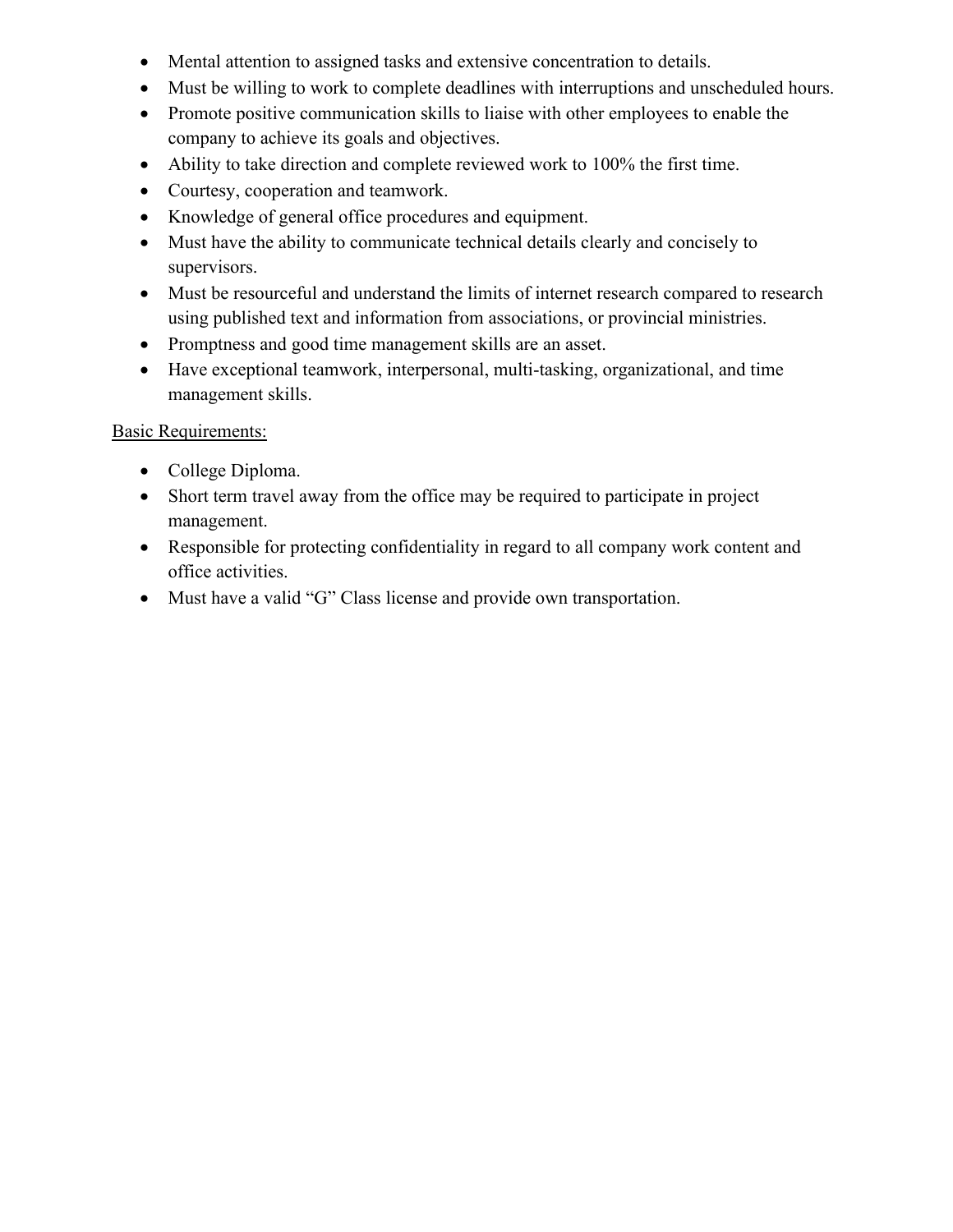- Mental attention to assigned tasks and extensive concentration to details.
- Must be willing to work to complete deadlines with interruptions and unscheduled hours.
- Promote positive communication skills to liaise with other employees to enable the company to achieve its goals and objectives.
- Ability to take direction and complete reviewed work to 100% the first time.
- Courtesy, cooperation and teamwork.
- Knowledge of general office procedures and equipment.
- Must have the ability to communicate technical details clearly and concisely to supervisors.
- Must be resourceful and understand the limits of internet research compared to research using published text and information from associations, or provincial ministries.
- Promptness and good time management skills are an asset.
- Have exceptional teamwork, interpersonal, multi-tasking, organizational, and time management skills.

<u>Basic Requirements:</u>

- College Diploma.
- Short term travel away from the office may be required to participate in project management.
- Responsible for protecting confidentiality in regard to all company work content and office activities.
- Must have a valid "G" Class license and provide own transportation.